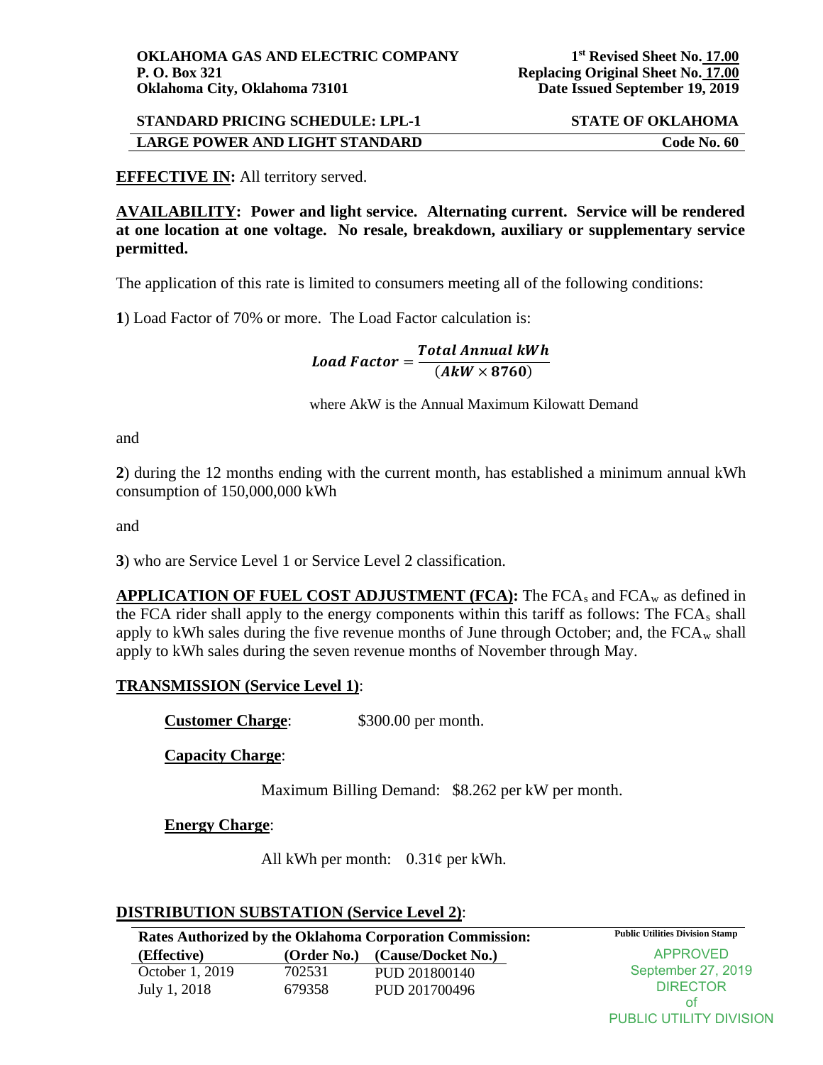**OKLAHOMA GAS AND ELECTRIC COMPANY**
**P. O. Box 321**
**Oklahoma City, Oklahoma 73101**

**1st Revised Sheet No. 17.00**
**Replacing Original Sheet No. 17.00**
**Date Issued September 19, 2019**

**STANDARD PRICING SCHEDULE: LPL-1** — **STATE OF OKLAHOMA**

**LARGE POWER AND LIGHT STANDARD** — **Code No. 60**

**EFFECTIVE IN:** All territory served.

**AVAILABILITY: Power and light service. Alternating current. Service will be rendered at one location at one voltage. No resale, breakdown, auxiliary or supplementary service permitted.**

The application of this rate is limited to consumers meeting all of the following conditions:

**1**) Load Factor of 70% or more. The Load Factor calculation is:

$$\textit{Load Factor} = \frac{\textbf{\textit{Total Annual kWh}}}{(\textbf{\textit{AkW}} \times \mathbf{8760})}$$

where AkW is the Annual Maximum Kilowatt Demand

and

**2**) during the 12 months ending with the current month, has established a minimum annual kWh consumption of 150,000,000 kWh

and

**3**) who are Service Level 1 or Service Level 2 classification.

**APPLICATION OF FUEL COST ADJUSTMENT (FCA):** The $FCA_s$ and $FCA_w$ as defined in the FCA rider shall apply to the energy components within this tariff as follows: The $FCA_s$ shall apply to kWh sales during the five revenue months of June through October; and, the $FCA_w$ shall apply to kWh sales during the seven revenue months of November through May.

**TRANSMISSION (Service Level 1)**:

**Customer Charge**: $300.00 per month.

**Capacity Charge**:

Maximum Billing Demand: $8.262 per kW per month.

**Energy Charge**:

All kWh per month: 0.31¢ per kWh.

**DISTRIBUTION SUBSTATION (Service Level 2)**:

**Rates Authorized by the Oklahoma Corporation Commission:**

| (Effective) | (Order No.) | (Cause/Docket No.) |
|---|---|---|
| October 1, 2019 | 702531 | PUD 201800140 |
| July 1, 2018 | 679358 | PUD 201700496 |

**Public Utilities Division Stamp**

APPROVED
September 27, 2019
DIRECTOR
of
PUBLIC UTILITY DIVISION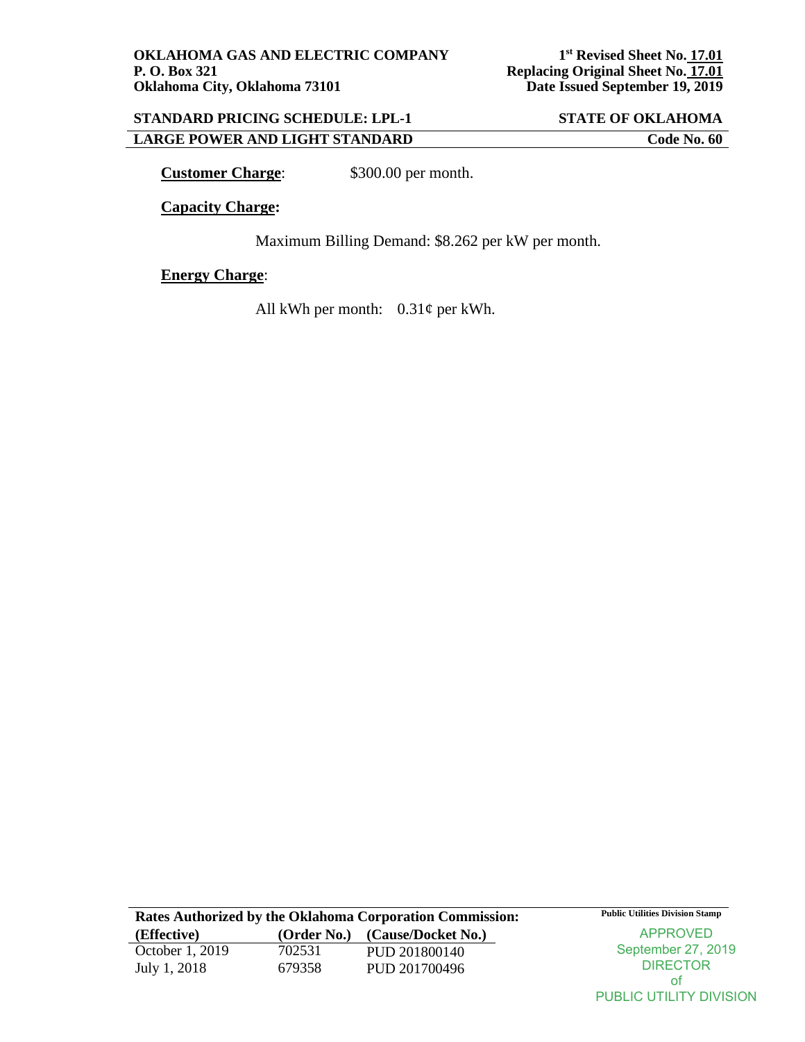**OKLAHOMA GAS AND ELECTRIC COMPANY**
**P. O. Box 321**
**Oklahoma City, Oklahoma 73101**

**1st Revised Sheet No. 17.01**
**Replacing Original Sheet No. 17.01**
**Date Issued September 19, 2019**

**STANDARD PRICING SCHEDULE: LPL-1** — **STATE OF OKLAHOMA**

**LARGE POWER AND LIGHT STANDARD** — **Code No. 60**

**Customer Charge**: $300.00 per month.

**Capacity Charge:**

Maximum Billing Demand: $8.262 per kW per month.

**Energy Charge**:

All kWh per month: 0.31¢ per kWh.

**Rates Authorized by the Oklahoma Corporation Commission:**

| (Effective) | (Order No.) | (Cause/Docket No.) |
|---|---|---|
| October 1, 2019 | 702531 | PUD 201800140 |
| July 1, 2018 | 679358 | PUD 201700496 |

**Public Utilities Division Stamp**

APPROVED
September 27, 2019
DIRECTOR
of
PUBLIC UTILITY DIVISION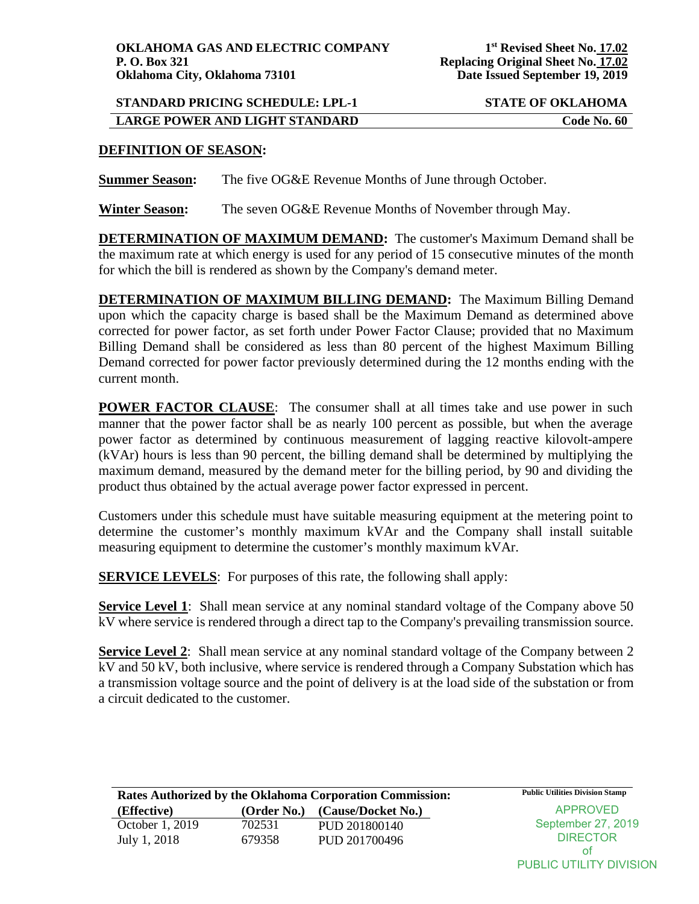**DEFINITION OF SEASON:**

**Summer Season:** The five OG&E Revenue Months of June through October.

**Winter Season:** The seven OG&E Revenue Months of November through May.

**DETERMINATION OF MAXIMUM DEMAND:** The customer's Maximum Demand shall be the maximum rate at which energy is used for any period of 15 consecutive minutes of the month for which the bill is rendered as shown by the Company's demand meter.

**DETERMINATION OF MAXIMUM BILLING DEMAND:** The Maximum Billing Demand upon which the capacity charge is based shall be the Maximum Demand as determined above corrected for power factor, as set forth under Power Factor Clause; provided that no Maximum Billing Demand shall be considered as less than 80 percent of the highest Maximum Billing Demand corrected for power factor previously determined during the 12 months ending with the current month.

**POWER FACTOR CLAUSE**: The consumer shall at all times take and use power in such manner that the power factor shall be as nearly 100 percent as possible, but when the average power factor as determined by continuous measurement of lagging reactive kilovolt-ampere (kVAr) hours is less than 90 percent, the billing demand shall be determined by multiplying the maximum demand, measured by the demand meter for the billing period, by 90 and dividing the product thus obtained by the actual average power factor expressed in percent.

Customers under this schedule must have suitable measuring equipment at the metering point to determine the customer's monthly maximum kVAr and the Company shall install suitable measuring equipment to determine the customer's monthly maximum kVAr.

**SERVICE LEVELS**: For purposes of this rate, the following shall apply:

**Service Level 1**: Shall mean service at any nominal standard voltage of the Company above 50 kV where service is rendered through a direct tap to the Company's prevailing transmission source.

**Service Level 2**: Shall mean service at any nominal standard voltage of the Company between 2 kV and 50 kV, both inclusive, where service is rendered through a Company Substation which has a transmission voltage source and the point of delivery is at the load side of the substation or from a circuit dedicated to the customer.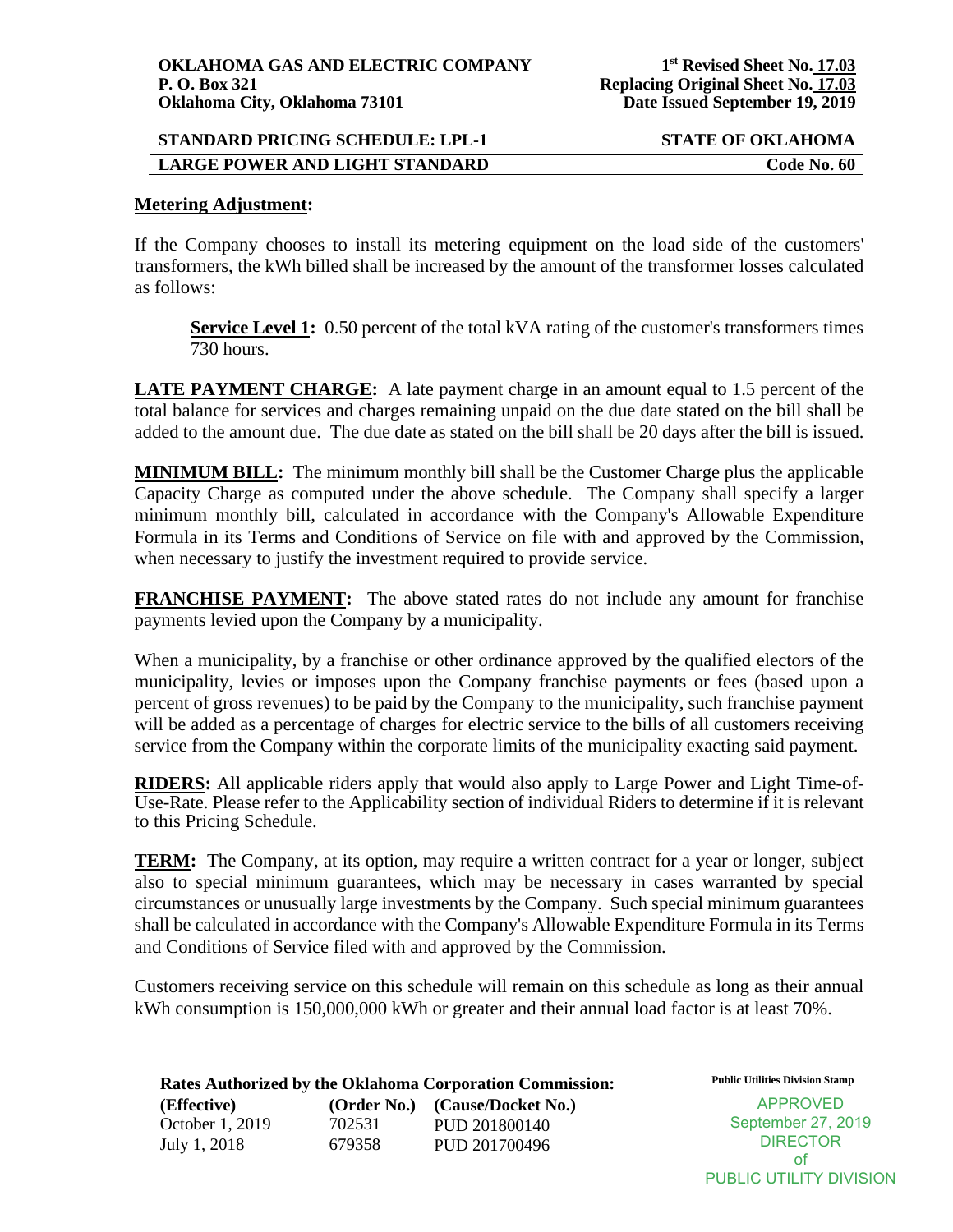**Metering Adjustment:**

If the Company chooses to install its metering equipment on the load side of the customers' transformers, the kWh billed shall be increased by the amount of the transformer losses calculated as follows:

> **Service Level 1:** 0.50 percent of the total kVA rating of the customer's transformers times 730 hours.

**LATE PAYMENT CHARGE:** A late payment charge in an amount equal to 1.5 percent of the total balance for services and charges remaining unpaid on the due date stated on the bill shall be added to the amount due. The due date as stated on the bill shall be 20 days after the bill is issued.

**MINIMUM BILL:** The minimum monthly bill shall be the Customer Charge plus the applicable Capacity Charge as computed under the above schedule. The Company shall specify a larger minimum monthly bill, calculated in accordance with the Company's Allowable Expenditure Formula in its Terms and Conditions of Service on file with and approved by the Commission, when necessary to justify the investment required to provide service.

**FRANCHISE PAYMENT:** The above stated rates do not include any amount for franchise payments levied upon the Company by a municipality.

When a municipality, by a franchise or other ordinance approved by the qualified electors of the municipality, levies or imposes upon the Company franchise payments or fees (based upon a percent of gross revenues) to be paid by the Company to the municipality, such franchise payment will be added as a percentage of charges for electric service to the bills of all customers receiving service from the Company within the corporate limits of the municipality exacting said payment.

**RIDERS:** All applicable riders apply that would also apply to Large Power and Light Time-of-Use-Rate. Please refer to the Applicability section of individual Riders to determine if it is relevant to this Pricing Schedule.

**TERM:** The Company, at its option, may require a written contract for a year or longer, subject also to special minimum guarantees, which may be necessary in cases warranted by special circumstances or unusually large investments by the Company. Such special minimum guarantees shall be calculated in accordance with the Company's Allowable Expenditure Formula in its Terms and Conditions of Service filed with and approved by the Commission.

Customers receiving service on this schedule will remain on this schedule as long as their annual kWh consumption is 150,000,000 kWh or greater and their annual load factor is at least 70%.

**Rates Authorized by the Oklahoma Corporation Commission:**

| (Effective) | (Order No.) | (Cause/Docket No.) |
|---|---|---|
| October 1, 2019 | 702531 | PUD 201800140 |
| July 1, 2018 | 679358 | PUD 201700496 |

Public Utilities Division Stamp
APPROVED
September 27, 2019
DIRECTOR
of
PUBLIC UTILITY DIVISION